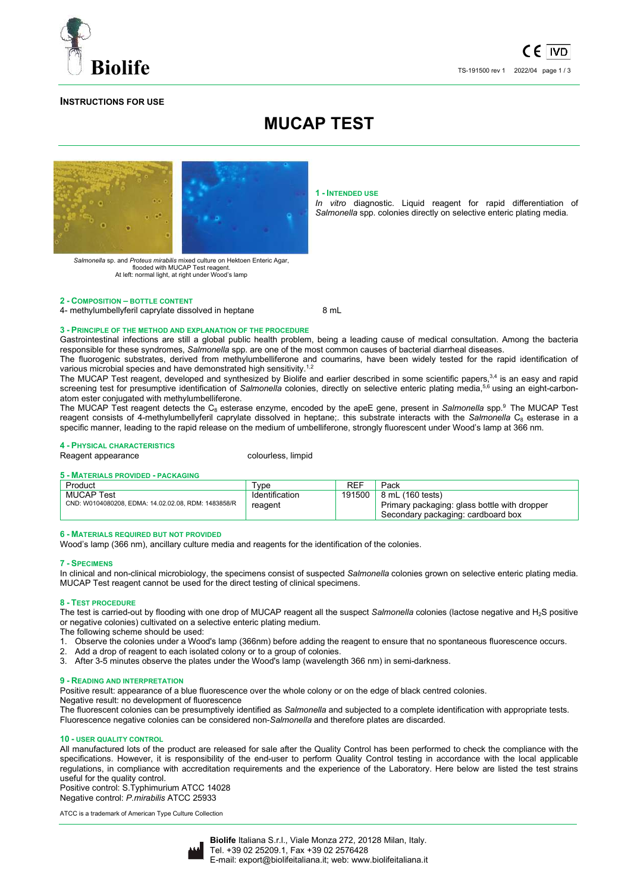**INSTRUCTIONS FOR USE**

# MUCAP TEST

*Salmonella* sp. and *Proteus mirabilis* mixed culture on Hektoen Enteric Agar, flooded with MUCAP Test reagent.
At left: normal light, at right under Wood's lamp

## 1 - INTENDED USE

*In vitro* diagnostic. Liquid reagent for rapid differentiation of *Salmonella* spp. colonies directly on selective enteric plating media.

## 2 - COMPOSITION – BOTTLE CONTENT

4- methylumbellyferil caprylate dissolved in heptane 8 mL

## 3 - PRINCIPLE OF THE METHOD AND EXPLANATION OF THE PROCEDURE

Gastrointestinal infections are still a global public health problem, being a leading cause of medical consultation. Among the bacteria responsible for these syndromes, *Salmonella* spp. are one of the most common causes of bacterial diarrheal diseases.

The fluorogenic substrates, derived from methylumbelliferone and coumarins, have been widely tested for the rapid identification of various microbial species and have demonstrated high sensitivity.[1,2]

The MUCAP Test reagent, developed and synthesized by Biolife and earlier described in some scientific papers,[3,4] is an easy and rapid screening test for presumptive identification of *Salmonella* colonies, directly on selective enteric plating media,[5,6] using an eight-carbon-atom ester conjugated with methylumbelliferone.

The MUCAP Test reagent detects the $C_8$ esterase enzyme, encoded by the apeE gene, present in *Salmonella* spp.[9] The MUCAP Test reagent consists of 4-methylumbellyferil caprylate dissolved in heptane;. this substrate interacts with the *Salmonella* $C_8$ esterase in a specific manner, leading to the rapid release on the medium of umbelliferone, strongly fluorescent under Wood's lamp at 366 nm.

## 4 - PHYSICAL CHARACTERISTICS

Reagent appearance colourless, limpid

## 5 - MATERIALS PROVIDED - PACKAGING

| Product | Type | REF | Pack |
|---|---|---|---|
| MUCAP Test<br>CND: W0104080208, EDMA: 14.02.02.08, RDM: 1483858/R | Identification reagent | 191500 | 8 mL (160 tests)<br>Primary packaging: glass bottle with dropper<br>Secondary packaging: cardboard box |

## 6 - MATERIALS REQUIRED BUT NOT PROVIDED

Wood's lamp (366 nm), ancillary culture media and reagents for the identification of the colonies.

## 7 - SPECIMENS

In clinical and non-clinical microbiology, the specimens consist of suspected *Salmonella* colonies grown on selective enteric plating media. MUCAP Test reagent cannot be used for the direct testing of clinical specimens.

## 8 - TEST PROCEDURE

The test is carried-out by flooding with one drop of MUCAP reagent all the suspect *Salmonella* colonies (lactose negative and $H_2S$ positive or negative colonies) cultivated on a selective enteric plating medium.

The following scheme should be used:

1. Observe the colonies under a Wood's lamp (366nm) before adding the reagent to ensure that no spontaneous fluorescence occurs.
2. Add a drop of reagent to each isolated colony or to a group of colonies.
3. After 3-5 minutes observe the plates under the Wood's lamp (wavelength 366 nm) in semi-darkness.

## 9 - READING AND INTERPRETATION

Positive result: appearance of a blue fluorescence over the whole colony or on the edge of black centred colonies.

Negative result: no development of fluorescence

The fluorescent colonies can be presumptively identified as *Salmonella* and subjected to a complete identification with appropriate tests. Fluorescence negative colonies can be considered non-*Salmonella* and therefore plates are discarded.

## 10 - USER QUALITY CONTROL

All manufactured lots of the product are released for sale after the Quality Control has been performed to check the compliance with the specifications. However, it is responsibility of the end-user to perform Quality Control testing in accordance with the local applicable regulations, in compliance with accreditation requirements and the experience of the Laboratory. Here below are listed the test strains useful for the quality control.

Positive control: S.Typhimurium ATCC 14028

Negative control: *P.mirabilis* ATCC 25933

ATCC is a trademark of American Type Culture Collection

**Biolife** Italiana S.r.l., Viale Monza 272, 20128 Milan, Italy.
Tel. +39 02 25209.1, Fax +39 02 2576428
E-mail: export@biolifeitaliana.it; web: www.biolifeitaliana.it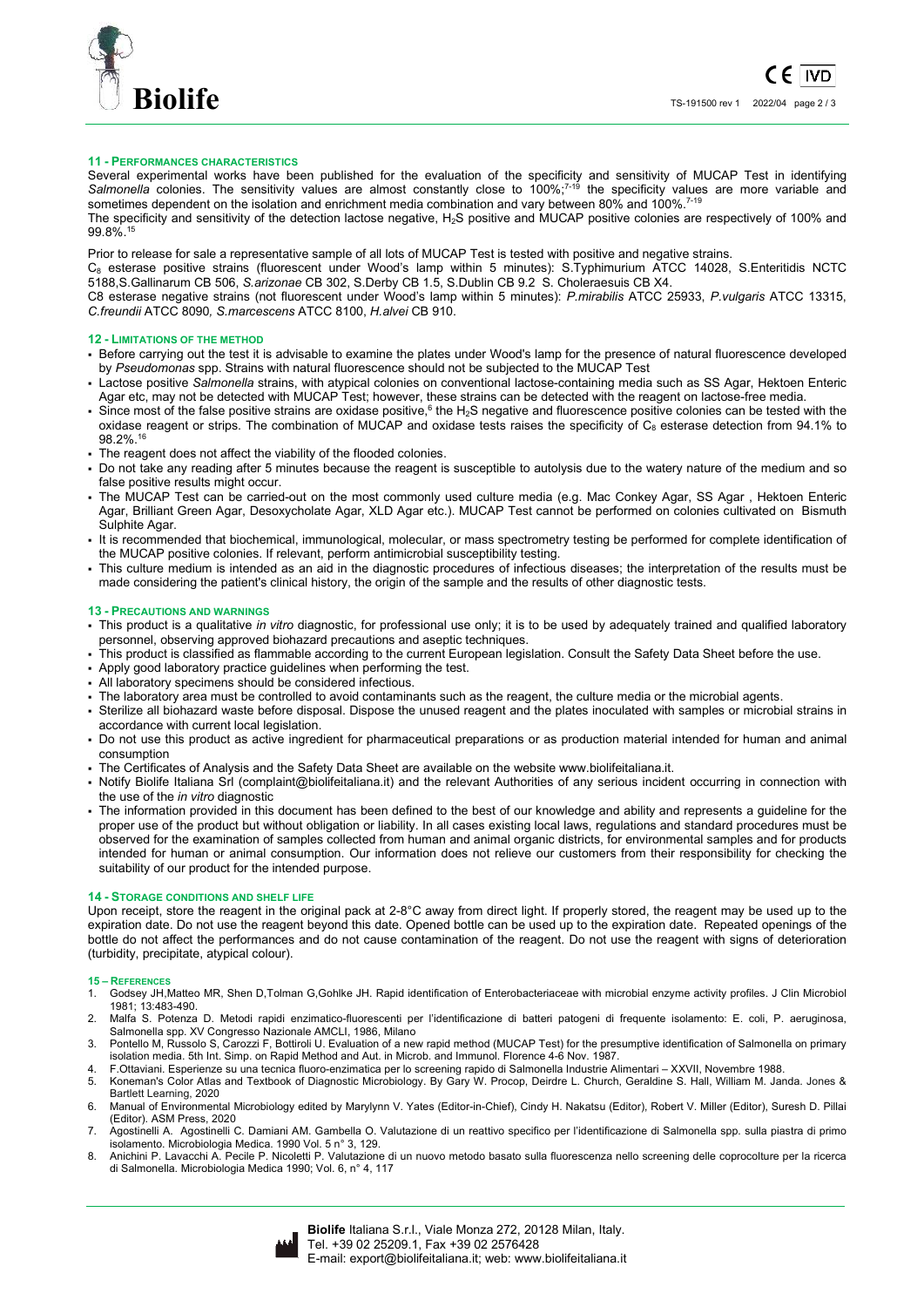### 11 - PERFORMANCES CHARACTERISTICS

Several experimental works have been published for the evaluation of the specificity and sensitivity of MUCAP Test in identifying *Salmonella* colonies. The sensitivity values are almost constantly close to 100%;[7-19] the specificity values are more variable and sometimes dependent on the isolation and enrichment media combination and vary between 80% and 100%.[7-19]

The specificity and sensitivity of the detection lactose negative, $H_2S$ positive and MUCAP positive colonies are respectively of 100% and 99.8%.[15]

Prior to release for sale a representative sample of all lots of MUCAP Test is tested with positive and negative strains.

$C_8$ esterase positive strains (fluorescent under Wood's lamp within 5 minutes): S.Typhimurium ATCC 14028, S.Enteritidis NCTC 5188,S.Gallinarum CB 506, *S.arizonae* CB 302, S.Derby CB 1.5, S.Dublin CB 9.2 S. Choleraesuis CB X4.

C8 esterase negative strains (not fluorescent under Wood's lamp within 5 minutes): *P.mirabilis* ATCC 25933, *P.vulgaris* ATCC 13315, *C.freundii* ATCC 8090, *S.marcescens* ATCC 8100, *H.alvei* CB 910.

### 12 - LIMITATIONS OF THE METHOD

- Before carrying out the test it is advisable to examine the plates under Wood's lamp for the presence of natural fluorescence developed by *Pseudomonas* spp. Strains with natural fluorescence should not be subjected to the MUCAP Test
- Lactose positive *Salmonella* strains, with atypical colonies on conventional lactose-containing media such as SS Agar, Hektoen Enteric Agar etc, may not be detected with MUCAP Test; however, these strains can be detected with the reagent on lactose-free media.
- Since most of the false positive strains are oxidase positive,[6] the $H_2S$ negative and fluorescence positive colonies can be tested with the oxidase reagent or strips. The combination of MUCAP and oxidase tests raises the specificity of $C_8$ esterase detection from 94.1% to 98.2%.[16]
- The reagent does not affect the viability of the flooded colonies.
- Do not take any reading after 5 minutes because the reagent is susceptible to autolysis due to the watery nature of the medium and so false positive results might occur.
- The MUCAP Test can be carried-out on the most commonly used culture media (e.g. Mac Conkey Agar, SS Agar , Hektoen Enteric Agar, Brilliant Green Agar, Desoxycholate Agar, XLD Agar etc.). MUCAP Test cannot be performed on colonies cultivated on Bismuth Sulphite Agar.
- It is recommended that biochemical, immunological, molecular, or mass spectrometry testing be performed for complete identification of the MUCAP positive colonies. If relevant, perform antimicrobial susceptibility testing.
- This culture medium is intended as an aid in the diagnostic procedures of infectious diseases; the interpretation of the results must be made considering the patient's clinical history, the origin of the sample and the results of other diagnostic tests.

### 13 - PRECAUTIONS AND WARNINGS

- This product is a qualitative *in vitro* diagnostic, for professional use only; it is to be used by adequately trained and qualified laboratory personnel, observing approved biohazard precautions and aseptic techniques.
- This product is classified as flammable according to the current European legislation. Consult the Safety Data Sheet before the use.
- Apply good laboratory practice guidelines when performing the test.
- All laboratory specimens should be considered infectious.
- The laboratory area must be controlled to avoid contaminants such as the reagent, the culture media or the microbial agents.
- Sterilize all biohazard waste before disposal. Dispose the unused reagent and the plates inoculated with samples or microbial strains in accordance with current local legislation.
- Do not use this product as active ingredient for pharmaceutical preparations or as production material intended for human and animal consumption
- The Certificates of Analysis and the Safety Data Sheet are available on the website www.biolifeitaliana.it.
- Notify Biolife Italiana Srl (complaint@biolifeitaliana.it) and the relevant Authorities of any serious incident occurring in connection with the use of the *in vitro* diagnostic
- The information provided in this document has been defined to the best of our knowledge and ability and represents a guideline for the proper use of the product but without obligation or liability. In all cases existing local laws, regulations and standard procedures must be observed for the examination of samples collected from human and animal organic districts, for environmental samples and for products intended for human or animal consumption. Our information does not relieve our customers from their responsibility for checking the suitability of our product for the intended purpose.

### 14 - STORAGE CONDITIONS AND SHELF LIFE

Upon receipt, store the reagent in the original pack at 2-8°C away from direct light. If properly stored, the reagent may be used up to the expiration date. Do not use the reagent beyond this date. Opened bottle can be used up to the expiration date. Repeated openings of the bottle do not affect the performances and do not cause contamination of the reagent. Do not use the reagent with signs of deterioration (turbidity, precipitate, atypical colour).

### 15 – REFERENCES

1. Godsey JH,Matteo MR, Shen D,Tolman G,Gohlke JH. Rapid identification of Enterobacteriaceae with microbial enzyme activity profiles. J Clin Microbiol 1981; 13:483-490.
2. Malfa S. Potenza D. Metodi rapidi enzimatico-fluorescenti per l'identificazione di batteri patogeni di frequente isolamento: E. coli, P. aeruginosa, Salmonella spp. XV Congresso Nazionale AMCLI, 1986, Milano
3. Pontello M, Russolo S, Carozzi F, Bottiroli U. Evaluation of a new rapid method (MUCAP Test) for the presumptive identification of Salmonella on primary isolation media. 5th Int. Simp. on Rapid Method and Aut. in Microb. and Immunol. Florence 4-6 Nov. 1987.
4. F.Ottaviani. Esperienze su una tecnica fluoro-enzimatica per lo screening rapido di Salmonella Industrie Alimentari – XXVII, Novembre 1988.
5. Koneman's Color Atlas and Textbook of Diagnostic Microbiology. By Gary W. Procop, Deirdre L. Church, Geraldine S. Hall, William M. Janda. Jones & Bartlett Learning, 2020
6. Manual of Environmental Microbiology edited by Marylynn V. Yates (Editor-in-Chief), Cindy H. Nakatsu (Editor), Robert V. Miller (Editor), Suresh D. Pillai (Editor). ASM Press, 2020
7. Agostinelli A. Agostinelli C. Damiani AM. Gambella O. Valutazione di un reattivo specifico per l'identificazione di Salmonella spp. sulla piastra di primo isolamento. Microbiologia Medica. 1990 Vol. 5 n° 3, 129.
8. Anichini P. Lavacchi A. Pecile P. Nicoletti P. Valutazione di un nuovo metodo basato sulla fluorescenza nello screening delle coprocolture per la ricerca di Salmonella. Microbiologia Medica 1990; Vol. 6, n° 4, 117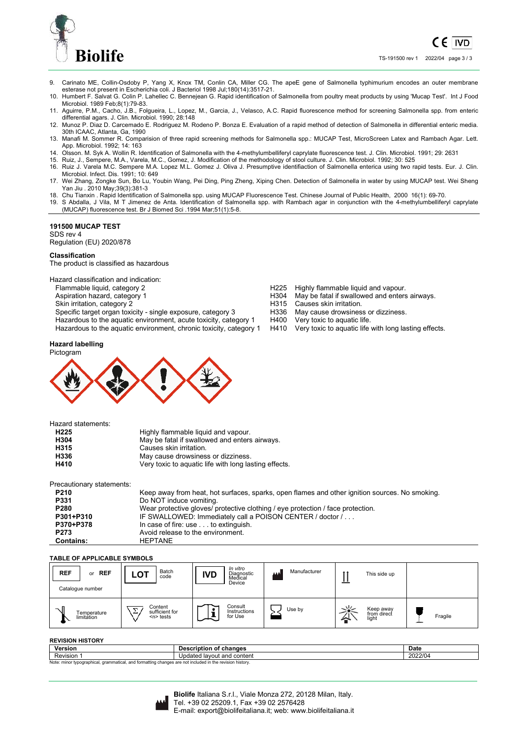9. Carinato ME, Collin-Osdoby P, Yang X, Knox TM, Conlin CA, Miller CG. The apeE gene of Salmonella typhimurium encodes an outer membrane esterase not present in Escherichia coli. J Bacteriol 1998 Jul;180(14):3517-21.
10. Humbert F. Salvat G. Colin P. Lahellec C. Bennejean G. Rapid identification of Salmonella from poultry meat products by using 'Mucap Test'. Int J Food Microbiol. 1989 Feb;8(1):79-83.
11. Aguirre, P.M., Cacho, J.B., Folgueira, L., Lopez, M., Garcia, J., Velasco, A.C. Rapid fluorescence method for screening Salmonella spp. from enteric differential agars. J. Clin. Microbiol. 1990; 28:148
12. Munoz P. Diaz D. Carcemado E. Rodriguez M. Rodeno P. Bonza E. Evaluation of a rapid method of detection of Salmonella in differential enteric media. 30th ICAAC, Atlanta, Ga, 1990
13. Manafi M. Sommer R. Comparision of three rapid screening methods for Salmonella spp.: MUCAP Test, MicroScreen Latex and Rambach Agar. Lett. App. Microbiol. 1992; 14: 163
14. Olsson. M. Syk A. Wollin R. Identification of Salmonella with the 4-methylumbelliferyl caprylate fluorescence test. J. Clin. Microbiol. 1991; 29: 2631
15. Ruiz, J., Sempere, M.A., Varela, M.C., Gomez, J. Modification of the methodology of stool culture. J. Clin. Microbiol. 1992; 30: 525
16. Ruiz J. Varela M.C. Sempere M.A. Lopez M.L. Gomez J. Oliva J. Presumptive identifiaction of Salmonella enterica using two rapid tests. Eur. J. Clin. Microbiol. Infect. Dis. 1991; 10: 649
17. Wei Zhang, Zongke Sun, Bo Lu, Youbin Wang, Pei Ding, Ping Zheng, Xiping Chen. Detection of Salmonella in water by using MUCAP test. Wei Sheng Yan Jiu . 2010 May;39(3):381-3
18. Chu Tianxin . Rapid Identification of Salmonella spp. using MUCAP Fluorescence Test. Chinese Journal of Public Health, 2000 16(1): 69-70.
19. S Abdalla, J Vila, M T Jimenez de Anta. Identification of Salmonella spp. with Rambach agar in conjunction with the 4-methylumbelliferyl caprylate (MUCAP) fluorescence test. Br J Biomed Sci .1994 Mar;51(1):5-8.

## 191500 MUCAP TEST

SDS rev 4
Regulation (EU) 2020/878

### Classification

The product is classified as hazardous

Hazard classification and indication:

| | |
|---|---|
| Flammable liquid, category 2 | H225 Highly flammable liquid and vapour. |
| Aspiration hazard, category 1 | H304 May be fatal if swallowed and enters airways. |
| Skin irritation, category 2 | H315 Causes skin irritation. |
| Specific target organ toxicity - single exposure, category 3 | H336 May cause drowsiness or dizziness. |
| Hazardous to the aquatic environment, acute toxicity, category 1 | H400 Very toxic to aquatic life. |
| Hazardous to the aquatic environment, chronic toxicity, category 1 | H410 Very toxic to aquatic life with long lasting effects. |

### Hazard labelling

Pictogram

Hazard statements:

| | |
|---|---|
| **H225** | Highly flammable liquid and vapour. |
| **H304** | May be fatal if swallowed and enters airways. |
| **H315** | Causes skin irritation. |
| **H336** | May cause drowsiness or dizziness. |
| **H410** | Very toxic to aquatic life with long lasting effects. |

Precautionary statements:

| | |
|---|---|
| **P210** | Keep away from heat, hot surfaces, sparks, open flames and other ignition sources. No smoking. |
| **P331** | Do NOT induce vomiting. |
| **P280** | Wear protective gloves/ protective clothing / eye protection / face protection. |
| **P301+P310** | IF SWALLOWED: Immediately call a POISON CENTER / doctor / . . . |
| **P370+P378** | In case of fire: use . . . to extinguish. |
| **P273** | Avoid release to the environment. |
| **Contains:** | HEPTANE |

**TABLE OF APPLICABLE SYMBOLS**

| | | | | | |
|---|---|---|---|---|---|
| REF or REF Catalogue number | LOT Batch code | IVD *In vitro* Diagnostic Medical Device | Manufacturer | This side up | |
| Temperature limitation | Content sufficient for <n> tests | Consult Instructions for Use | Use by | Keep away from direct light | Fragile |

**REVISION HISTORY**

| Version | Description of changes | Date |
|---|---|---|
| Revision 1 | Updated layout and content | 2022/04 |

Note: minor typographical, grammatical, and formatting changes are not included in the revision history.

**Biolife** Italiana S.r.l., Viale Monza 272, 20128 Milan, Italy.
Tel. +39 02 25209.1, Fax +39 02 2576428
E-mail: export@biolifeitaliana.it; web: www.biolifeitaliana.it